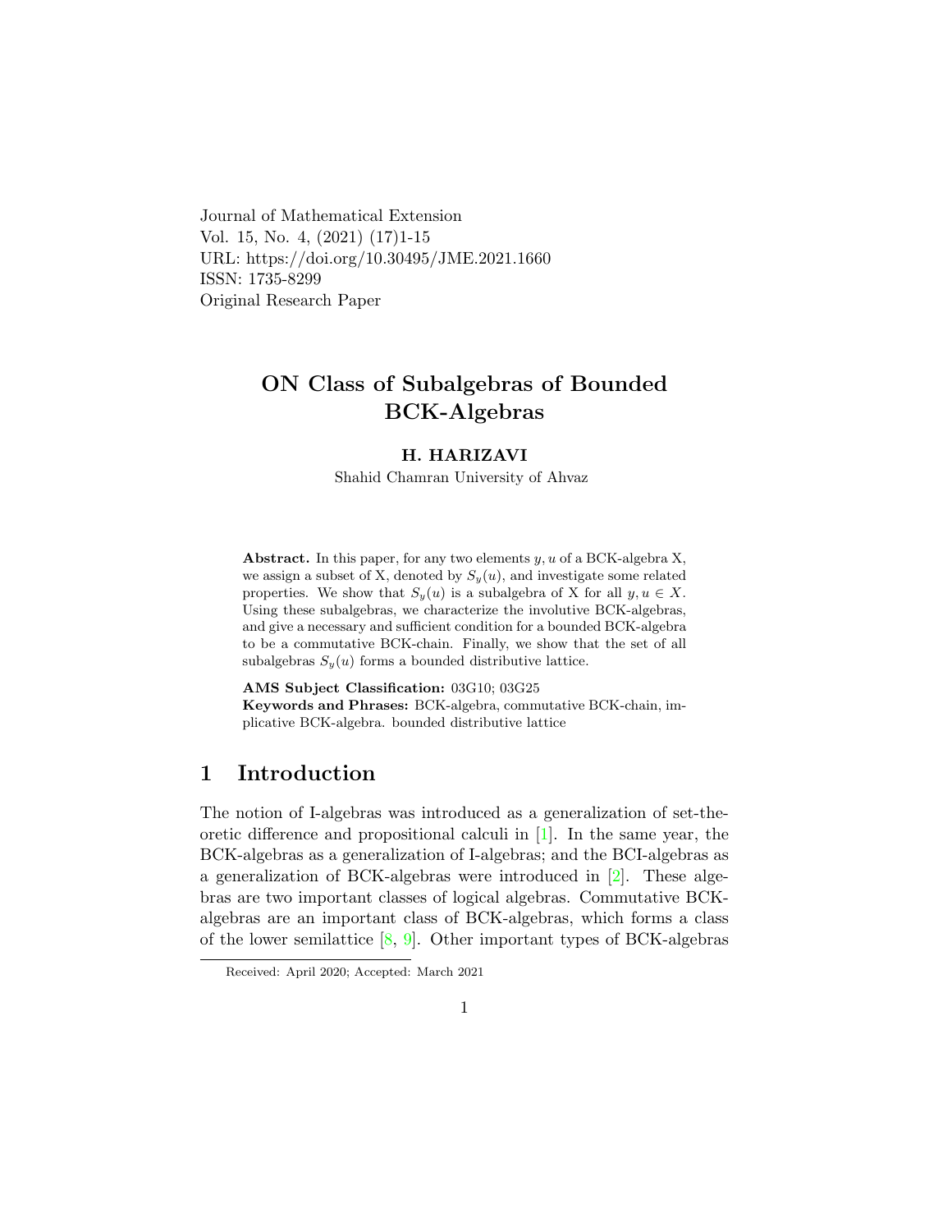Journal of Mathematical Extension
Vol. 15, No. 4, (2021) (17)1-15
URL: https://doi.org/10.30495/JME.2021.1660
ISSN: 1735-8299
Original Research Paper

# ON Class of Subalgebras of Bounded BCK-Algebras

**H. HARIZAVI**

Shahid Chamran University of Ahvaz

**Abstract.** In this paper, for any two elements $y, u$ of a BCK-algebra X, we assign a subset of X, denoted by $S_y(u)$, and investigate some related properties. We show that $S_y(u)$ is a subalgebra of X for all $y, u \in X$. Using these subalgebras, we characterize the involutive BCK-algebras, and give a necessary and sufficient condition for a bounded BCK-algebra to be a commutative BCK-chain. Finally, we show that the set of all subalgebras $S_y(u)$ forms a bounded distributive lattice.

**AMS Subject Classification:** 03G10; 03G25

**Keywords and Phrases:** BCK-algebra, commutative BCK-chain, implicative BCK-algebra. bounded distributive lattice

## 1 Introduction

The notion of I-algebras was introduced as a generalization of set-theoretic difference and propositional calculi in [1]. In the same year, the BCK-algebras as a generalization of I-algebras; and the BCI-algebras as a generalization of BCK-algebras were introduced in [2]. These algebras are two important classes of logical algebras. Commutative BCK-algebras are an important class of BCK-algebras, which forms a class of the lower semilattice [8, 9]. Other important types of BCK-algebras

Received: April 2020; Accepted: March 2021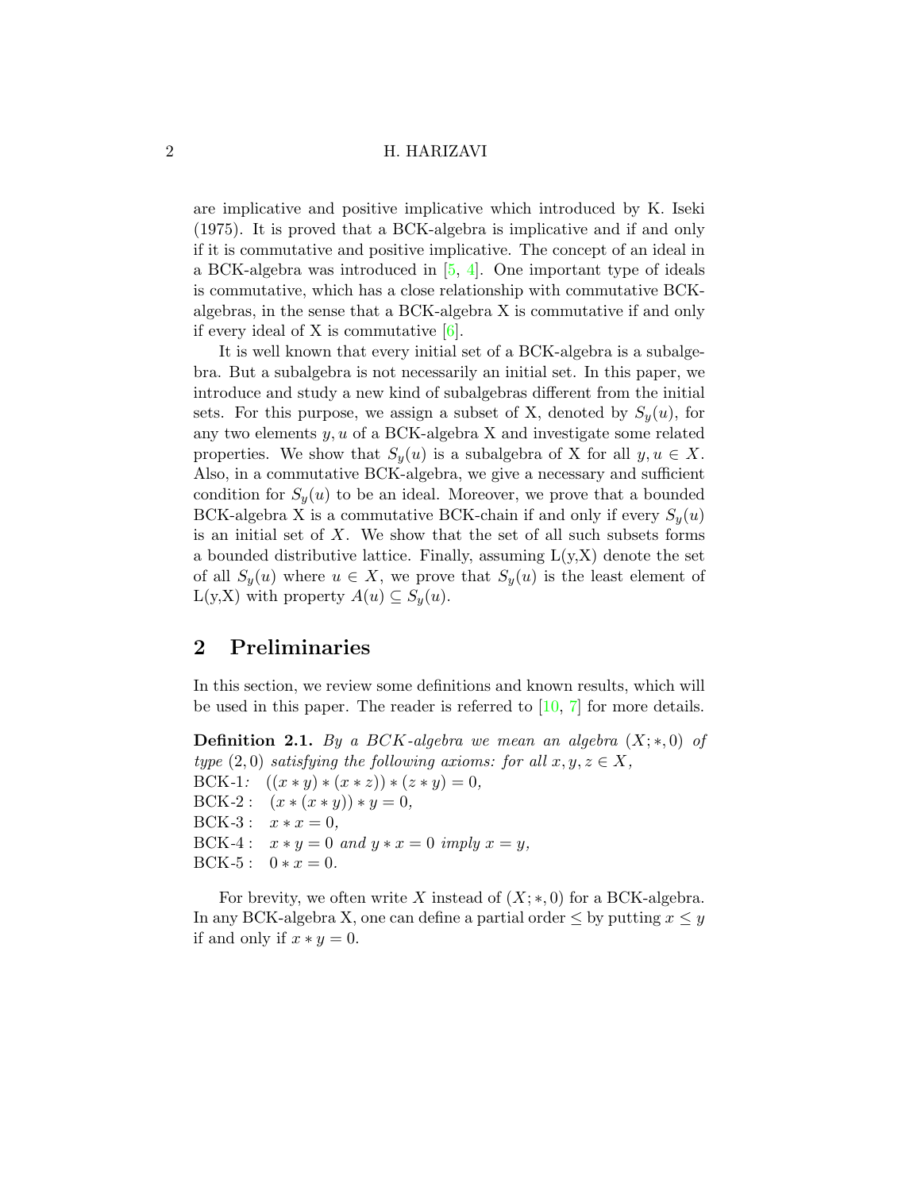are implicative and positive implicative which introduced by K. Iseki (1975). It is proved that a BCK-algebra is implicative and if and only if it is commutative and positive implicative. The concept of an ideal in a BCK-algebra was introduced in [5, 4]. One important type of ideals is commutative, which has a close relationship with commutative BCK-algebras, in the sense that a BCK-algebra X is commutative if and only if every ideal of X is commutative [6].

It is well known that every initial set of a BCK-algebra is a subalgebra. But a subalgebra is not necessarily an initial set. In this paper, we introduce and study a new kind of subalgebras different from the initial sets. For this purpose, we assign a subset of X, denoted by $S_y(u)$, for any two elements $y, u$ of a BCK-algebra X and investigate some related properties. We show that $S_y(u)$ is a subalgebra of X for all $y, u \in X$. Also, in a commutative BCK-algebra, we give a necessary and sufficient condition for $S_y(u)$ to be an ideal. Moreover, we prove that a bounded BCK-algebra X is a commutative BCK-chain if and only if every $S_y(u)$ is an initial set of $X$. We show that the set of all such subsets forms a bounded distributive lattice. Finally, assuming L(y,X) denote the set of all $S_y(u)$ where $u \in X$, we prove that $S_y(u)$ is the least element of L(y,X) with property $A(u) \subseteq S_y(u)$.

## 2 Preliminaries

In this section, we review some definitions and known results, which will be used in this paper. The reader is referred to [10, 7] for more details.

**Definition 2.1.** *By a BCK-algebra we mean an algebra $(X; *, 0)$ of type $(2, 0)$ satisfying the following axioms: for all $x, y, z \in X$,*
BCK-1: $((x * y) * (x * z)) * (z * y) = 0$,
BCK-2 : $(x * (x * y)) * y = 0$,
BCK-3 : $x * x = 0$,
BCK-4 : $x * y = 0$ *and* $y * x = 0$ *imply* $x = y$,
BCK-5 : $0 * x = 0$.

For brevity, we often write $X$ instead of $(X; *, 0)$ for a BCK-algebra. In any BCK-algebra X, one can define a partial order $\leq$ by putting $x \leq y$ if and only if $x * y = 0$.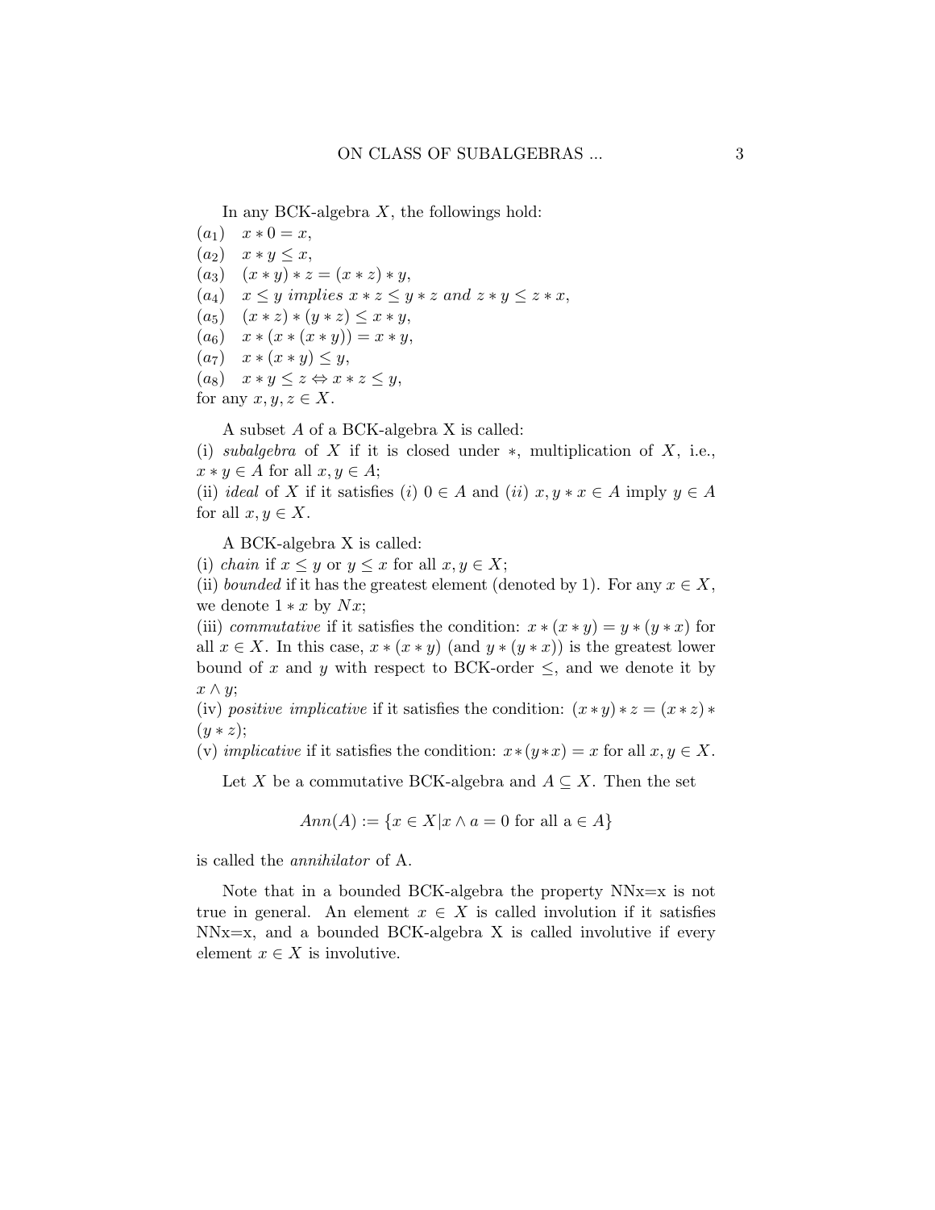In any BCK-algebra $X$, the followings hold:

$(a_1)$ $x * 0 = x$,
$(a_2)$ $x * y \leq x$,
$(a_3)$ $(x * y) * z = (x * z) * y$,
$(a_4)$ $x \leq y$ *implies* $x * z \leq y * z$ *and* $z * y \leq z * x$,
$(a_5)$ $(x * z) * (y * z) \leq x * y$,
$(a_6)$ $x * (x * (x * y)) = x * y$,
$(a_7)$ $x * (x * y) \leq y$,
$(a_8)$ $x * y \leq z \Leftrightarrow x * z \leq y$,
for any $x, y, z \in X$.

A subset $A$ of a BCK-algebra X is called:
(i) *subalgebra* of $X$ if it is closed under $*$, multiplication of $X$, i.e., $x * y \in A$ for all $x, y \in A$;
(ii) *ideal* of $X$ if it satisfies $(i)$ $0 \in A$ and $(ii)$ $x, y * x \in A$ imply $y \in A$ for all $x, y \in X$.

A BCK-algebra X is called:
(i) *chain* if $x \leq y$ or $y \leq x$ for all $x, y \in X$;
(ii) *bounded* if it has the greatest element (denoted by 1). For any $x \in X$, we denote $1 * x$ by $Nx$;
(iii) *commutative* if it satisfies the condition: $x * (x * y) = y * (y * x)$ for all $x \in X$. In this case, $x * (x * y)$ (and $y * (y * x)$) is the greatest lower bound of $x$ and $y$ with respect to BCK-order $\leq$, and we denote it by $x \wedge y$;
(iv) *positive implicative* if it satisfies the condition: $(x * y) * z = (x * z) * (y * z)$;
(v) *implicative* if it satisfies the condition: $x * (y * x) = x$ for all $x, y \in X$.

Let $X$ be a commutative BCK-algebra and $A \subseteq X$. Then the set

$$Ann(A) := \{x \in X | x \wedge a = 0 \text{ for all a} \in A\}$$

is called the *annihilator* of A.

Note that in a bounded BCK-algebra the property NNx=x is not true in general. An element $x \in X$ is called involution if it satisfies NNx=x, and a bounded BCK-algebra X is called involutive if every element $x \in X$ is involutive.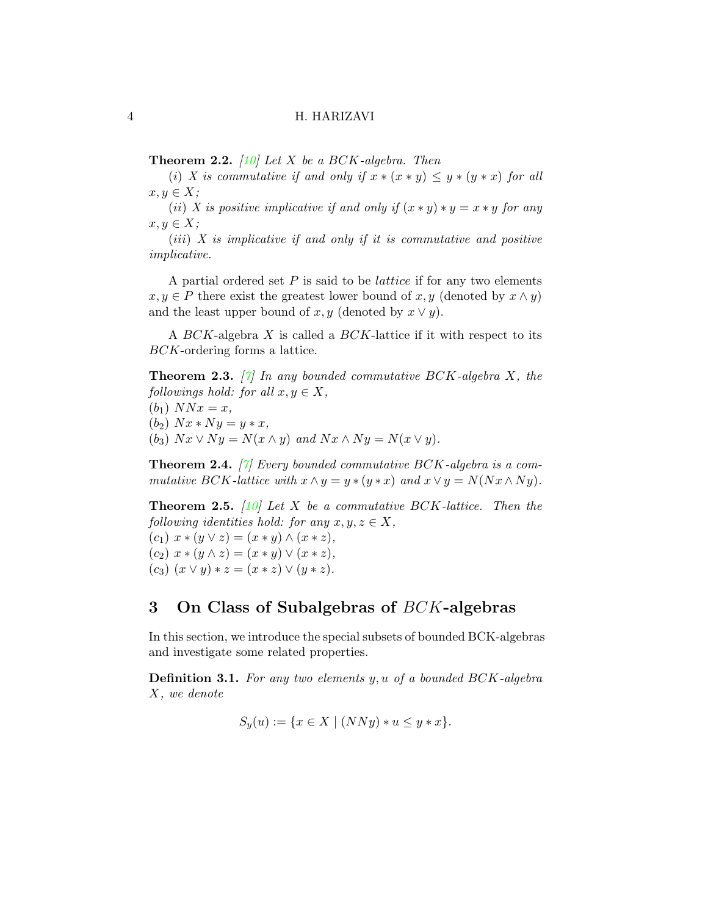**Theorem 2.2.** [10] *Let $X$ be a $BCK$-algebra. Then*

(*i*) *$X$ is commutative if and only if $x*(x*y) \leq y*(y*x)$ for all $x, y \in X$;*

(*ii*) *$X$ is positive implicative if and only if $(x*y)*y = x*y$ for any $x, y \in X$;*

(*iii*) *$X$ is implicative if and only if it is commutative and positive implicative.*

A partial ordered set $P$ is said to be *lattice* if for any two elements $x, y \in P$ there exist the greatest lower bound of $x, y$ (denoted by $x \wedge y$) and the least upper bound of $x, y$ (denoted by $x \vee y$).

A $BCK$-algebra $X$ is called a $BCK$-lattice if it with respect to its $BCK$-ordering forms a lattice.

**Theorem 2.3.** [7] *In any bounded commutative $BCK$-algebra $X$, the followings hold: for all $x, y \in X$,*

($b_1$) $NNx = x$,

($b_2$) $Nx * Ny = y * x$,

($b_3$) $Nx \vee Ny = N(x \wedge y)$ *and* $Nx \wedge Ny = N(x \vee y)$.

**Theorem 2.4.** [7] *Every bounded commutative $BCK$-algebra is a commutative $BCK$-lattice with $x \wedge y = y*(y*x)$ and $x \vee y = N(Nx \wedge Ny)$.*

**Theorem 2.5.** [10] *Let $X$ be a commutative $BCK$-lattice. Then the following identities hold: for any $x, y, z \in X$,*

($c_1$) $x * (y \vee z) = (x*y) \wedge (x*z)$,

($c_2$) $x * (y \wedge z) = (x*y) \vee (x*z)$,

($c_3$) $(x \vee y) * z = (x*z) \vee (y*z)$.

## 3 On Class of Subalgebras of $BCK$-algebras

In this section, we introduce the special subsets of bounded BCK-algebras and investigate some related properties.

**Definition 3.1.** *For any two elements $y, u$ of a bounded $BCK$-algebra $X$, we denote*

$$S_y(u) := \{x \in X \mid (NNy) * u \leq y * x\}.$$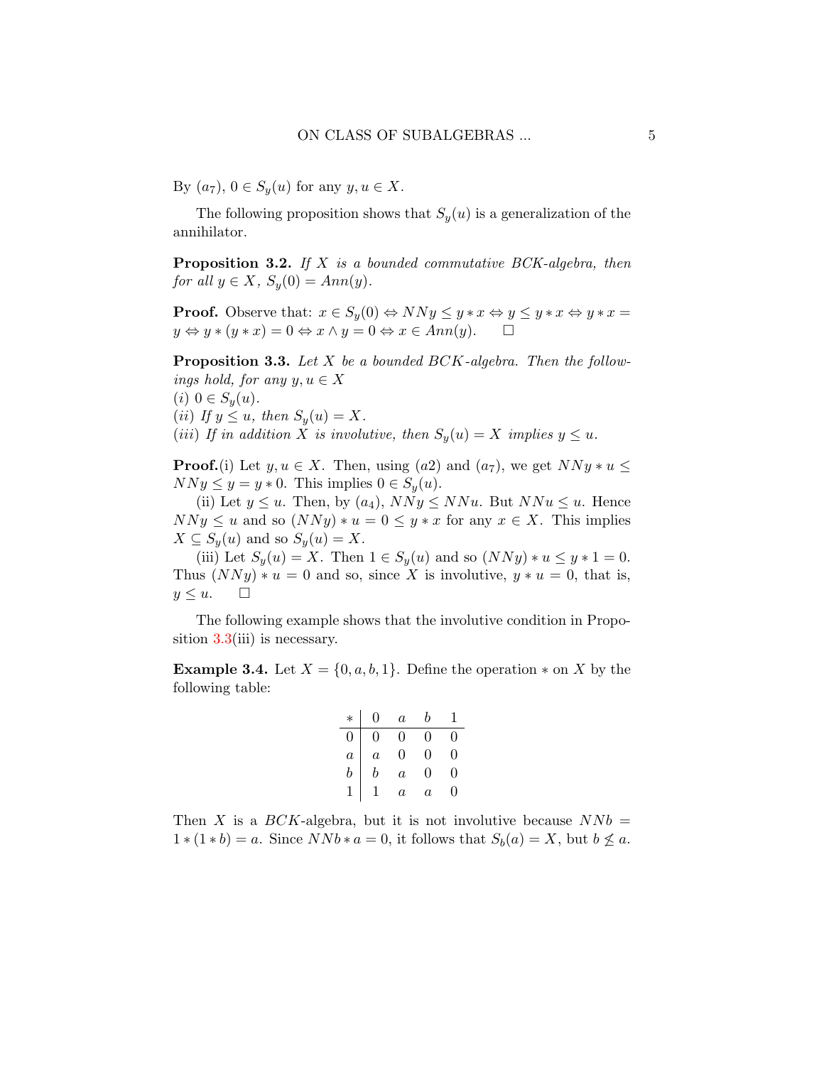By $(a_7)$, $0 \in S_y(u)$ for any $y, u \in X$.

The following proposition shows that $S_y(u)$ is a generalization of the annihilator.

**Proposition 3.2.** *If $X$ is a bounded commutative BCK-algebra, then for all $y \in X$, $S_y(0) = Ann(y)$.*

**Proof.** Observe that: $x \in S_y(0) \Leftrightarrow NNy \leq y * x \Leftrightarrow y \leq y * x \Leftrightarrow y * x = y \Leftrightarrow y * (y * x) = 0 \Leftrightarrow x \wedge y = 0 \Leftrightarrow x \in Ann(y)$. □

**Proposition 3.3.** *Let $X$ be a bounded BCK-algebra. Then the followings hold, for any $y, u \in X$*
*(i) $0 \in S_y(u)$.*
*(ii) If $y \leq u$, then $S_y(u) = X$.*
*(iii) If in addition $X$ is involutive, then $S_y(u) = X$ implies $y \leq u$.*

**Proof.**(i) Let $y, u \in X$. Then, using $(a2)$ and $(a_7)$, we get $NNy * u \leq NNy \leq y = y * 0$. This implies $0 \in S_y(u)$.

(ii) Let $y \leq u$. Then, by $(a_4)$, $NNy \leq NNu$. But $NNu \leq u$. Hence $NNy \leq u$ and so $(NNy) * u = 0 \leq y * x$ for any $x \in X$. This implies $X \subseteq S_y(u)$ and so $S_y(u) = X$.

(iii) Let $S_y(u) = X$. Then $1 \in S_y(u)$ and so $(NNy) * u \leq y * 1 = 0$. Thus $(NNy) * u = 0$ and so, since $X$ is involutive, $y * u = 0$, that is, $y \leq u$. □

The following example shows that the involutive condition in Proposition 3.3(iii) is necessary.

**Example 3.4.** Let $X = \{0, a, b, 1\}$. Define the operation $*$ on $X$ by the following table:

| $*$ | $0$ | $a$ | $b$ | $1$ |
|---|---|---|---|---|
| $0$ | $0$ | $0$ | $0$ | $0$ |
| $a$ | $a$ | $0$ | $0$ | $0$ |
| $b$ | $b$ | $a$ | $0$ | $0$ |
| $1$ | $1$ | $a$ | $a$ | $0$ |

Then $X$ is a $BCK$-algebra, but it is not involutive because $NNb = 1 * (1 * b) = a$. Since $NNb * a = 0$, it follows that $S_b(a) = X$, but $b \not\leq a$.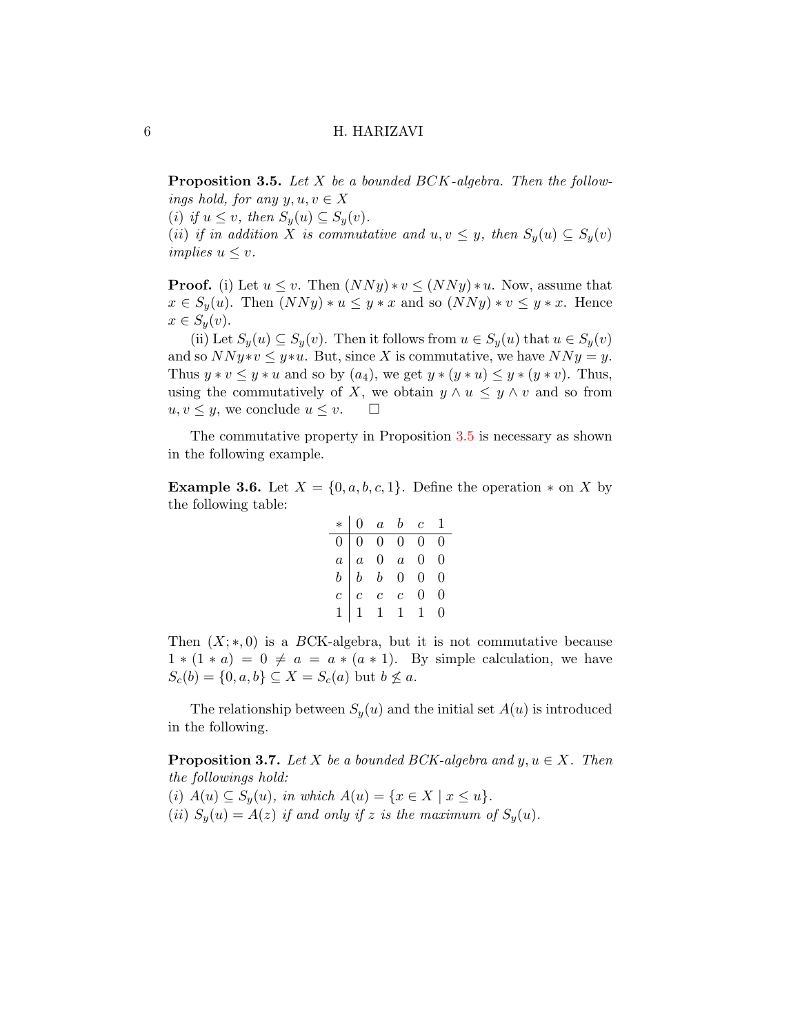**Proposition 3.5.** *Let $X$ be a bounded $BCK$-algebra. Then the followings hold, for any $y, u, v \in X$*
*(i) if $u \leq v$, then $S_y(u) \subseteq S_y(v)$.*
*(ii) if in addition $X$ is commutative and $u, v \leq y$, then $S_y(u) \subseteq S_y(v)$ implies $u \leq v$.*

**Proof.** (i) Let $u \leq v$. Then $(NNy) * v \leq (NNy) * u$. Now, assume that $x \in S_y(u)$. Then $(NNy) * u \leq y * x$ and so $(NNy) * v \leq y * x$. Hence $x \in S_y(v)$.

(ii) Let $S_y(u) \subseteq S_y(v)$. Then it follows from $u \in S_y(u)$ that $u \in S_y(v)$ and so $NNy * v \leq y * u$. But, since $X$ is commutative, we have $NNy = y$. Thus $y * v \leq y * u$ and so by $(a_4)$, we get $y * (y * u) \leq y * (y * v)$. Thus, using the commutatively of $X$, we obtain $y \wedge u \leq y \wedge v$ and so from $u, v \leq y$, we conclude $u \leq v$. $\square$

The commutative property in Proposition 3.5 is necessary as shown in the following example.

**Example 3.6.** Let $X = \{0, a, b, c, 1\}$. Define the operation $*$ on $X$ by the following table:

| $*$ | $0$ | $a$ | $b$ | $c$ | $1$ |
|---|---|---|---|---|---|
| $0$ | $0$ | $0$ | $0$ | $0$ | $0$ |
| $a$ | $a$ | $0$ | $a$ | $0$ | $0$ |
| $b$ | $b$ | $b$ | $0$ | $0$ | $0$ |
| $c$ | $c$ | $c$ | $c$ | $0$ | $0$ |
| $1$ | $1$ | $1$ | $1$ | $1$ | $0$ |

Then $(X; *, 0)$ is a $B$CK-algebra, but it is not commutative because $1 * (1 * a) = 0 \neq a = a * (a * 1)$. By simple calculation, we have $S_c(b) = \{0, a, b\} \subseteq X = S_c(a)$ but $b \not\leq a$.

The relationship between $S_y(u)$ and the initial set $A(u)$ is introduced in the following.

**Proposition 3.7.** *Let $X$ be a bounded $BCK$-algebra and $y, u \in X$. Then the followings hold:*
*(i) $A(u) \subseteq S_y(u)$, in which $A(u) = \{x \in X \mid x \leq u\}$.*
*(ii) $S_y(u) = A(z)$ if and only if $z$ is the maximum of $S_y(u)$.*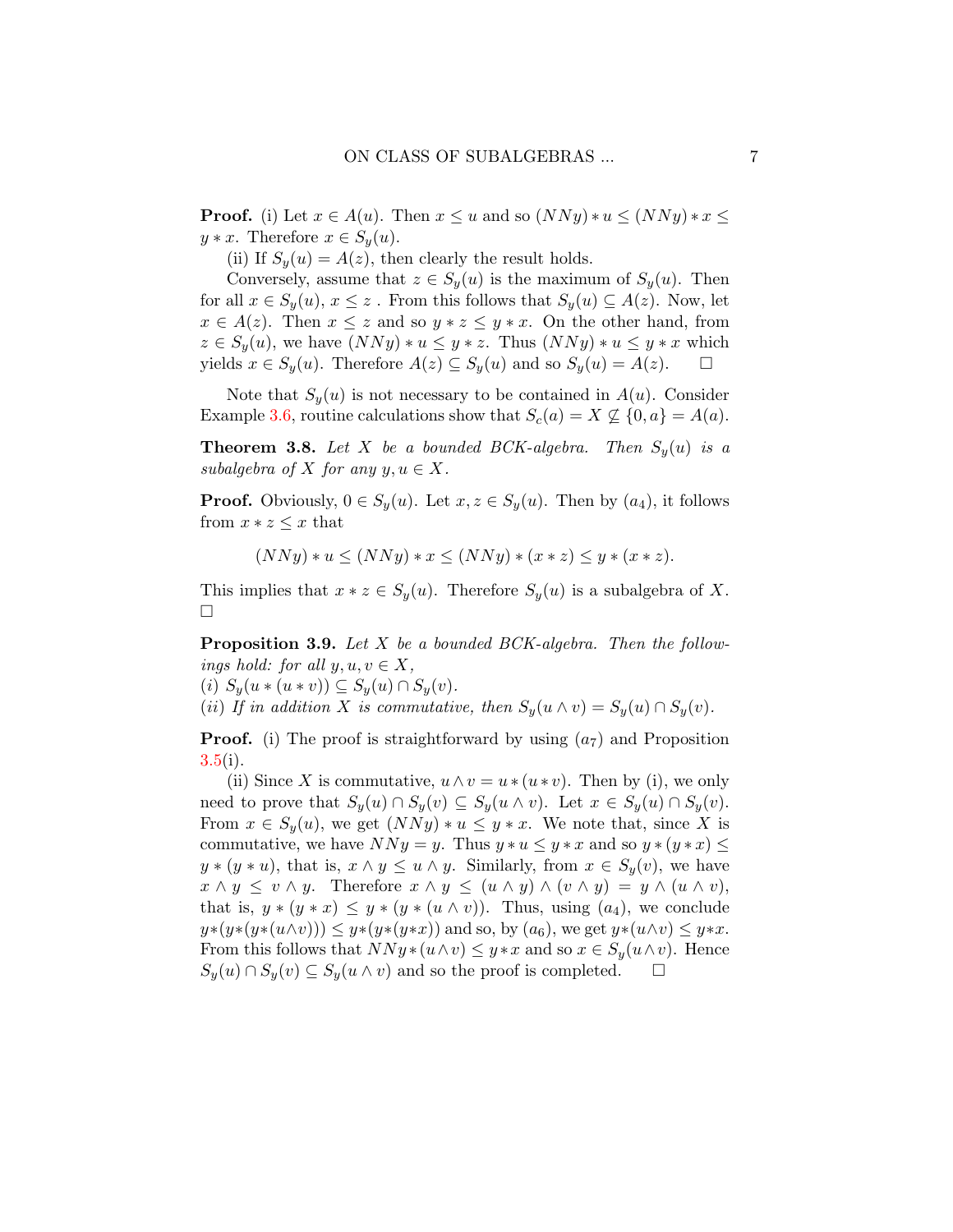**Proof.** (i) Let $x \in A(u)$. Then $x \leq u$ and so $(NNy) * u \leq (NNy) * x \leq y * x$. Therefore $x \in S_y(u)$.

(ii) If $S_y(u) = A(z)$, then clearly the result holds.

Conversely, assume that $z \in S_y(u)$ is the maximum of $S_y(u)$. Then for all $x \in S_y(u)$, $x \leq z$ . From this follows that $S_y(u) \subseteq A(z)$. Now, let $x \in A(z)$. Then $x \leq z$ and so $y * z \leq y * x$. On the other hand, from $z \in S_y(u)$, we have $(NNy) * u \leq y * z$. Thus $(NNy) * u \leq y * x$ which yields $x \in S_y(u)$. Therefore $A(z) \subseteq S_y(u)$ and so $S_y(u) = A(z)$. $\square$

Note that $S_y(u)$ is not necessary to be contained in $A(u)$. Consider Example 3.6, routine calculations show that $S_c(a) = X \not\subseteq \{0, a\} = A(a)$.

**Theorem 3.8.** *Let $X$ be a bounded BCK-algebra. Then $S_y(u)$ is a subalgebra of $X$ for any $y, u \in X$.*

**Proof.** Obviously, $0 \in S_y(u)$. Let $x, z \in S_y(u)$. Then by $(a_4)$, it follows from $x * z \leq x$ that

$$(NNy) * u \leq (NNy) * x \leq (NNy) * (x * z) \leq y * (x * z).$$

This implies that $x * z \in S_y(u)$. Therefore $S_y(u)$ is a subalgebra of $X$. $\square$

**Proposition 3.9.** *Let $X$ be a bounded BCK-algebra. Then the followings hold: for all $y, u, v \in X$,*
*(i) $S_y(u * (u * v)) \subseteq S_y(u) \cap S_y(v)$.*
*(ii) If in addition $X$ is commutative, then $S_y(u \wedge v) = S_y(u) \cap S_y(v)$.*

**Proof.** (i) The proof is straightforward by using $(a_7)$ and Proposition 3.5(i).

(ii) Since $X$ is commutative, $u \wedge v = u * (u * v)$. Then by (i), we only need to prove that $S_y(u) \cap S_y(v) \subseteq S_y(u \wedge v)$. Let $x \in S_y(u) \cap S_y(v)$. From $x \in S_y(u)$, we get $(NNy) * u \leq y * x$. We note that, since $X$ is commutative, we have $NNy = y$. Thus $y * u \leq y * x$ and so $y * (y * x) \leq y * (y * u)$, that is, $x \wedge y \leq u \wedge y$. Similarly, from $x \in S_y(v)$, we have $x \wedge y \leq v \wedge y$. Therefore $x \wedge y \leq (u \wedge y) \wedge (v \wedge y) = y \wedge (u \wedge v)$, that is, $y * (y * x) \leq y * (y * (u \wedge v))$. Thus, using $(a_4)$, we conclude $y * (y * (y * (u \wedge v))) \leq y * (y * (y * x))$ and so, by $(a_6)$, we get $y * (u \wedge v) \leq y * x$. From this follows that $NNy * (u \wedge v) \leq y * x$ and so $x \in S_y(u \wedge v)$. Hence $S_y(u) \cap S_y(v) \subseteq S_y(u \wedge v)$ and so the proof is completed. $\square$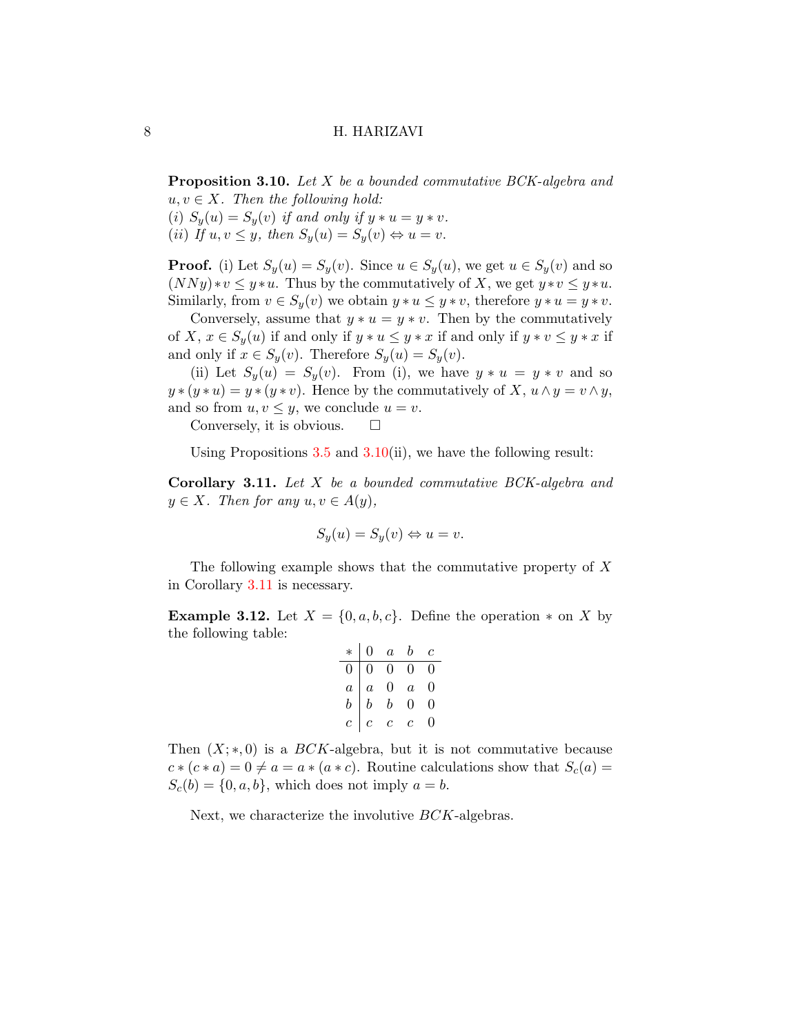**Proposition 3.10.** *Let $X$ be a bounded commutative BCK-algebra and $u, v \in X$. Then the following hold:*
*(i) $S_y(u) = S_y(v)$ if and only if $y * u = y * v$.*
*(ii) If $u, v \leq y$, then $S_y(u) = S_y(v) \Leftrightarrow u = v$.*

**Proof.** (i) Let $S_y(u) = S_y(v)$. Since $u \in S_y(u)$, we get $u \in S_y(v)$ and so $(NNy) * v \leq y * u$. Thus by the commutatively of $X$, we get $y * v \leq y * u$. Similarly, from $v \in S_y(v)$ we obtain $y * u \leq y * v$, therefore $y * u = y * v$.

Conversely, assume that $y * u = y * v$. Then by the commutatively of $X$, $x \in S_y(u)$ if and only if $y * u \leq y * x$ if and only if $y * v \leq y * x$ if and only if $x \in S_y(v)$. Therefore $S_y(u) = S_y(v)$.

(ii) Let $S_y(u) = S_y(v)$. From (i), we have $y * u = y * v$ and so $y * (y * u) = y * (y * v)$. Hence by the commutatively of $X$, $u \wedge y = v \wedge y$, and so from $u, v \leq y$, we conclude $u = v$.

Conversely, it is obvious. $\square$

Using Propositions 3.5 and 3.10(ii), we have the following result:

**Corollary 3.11.** *Let $X$ be a bounded commutative BCK-algebra and $y \in X$. Then for any $u, v \in A(y)$,*

$$S_y(u) = S_y(v) \Leftrightarrow u = v.$$

The following example shows that the commutative property of $X$ in Corollary 3.11 is necessary.

**Example 3.12.** Let $X = \{0, a, b, c\}$. Define the operation $*$ on $X$ by the following table:

| $*$ | $0$ | $a$ | $b$ | $c$ |
|---|---|---|---|---|
| $0$ | $0$ | $0$ | $0$ | $0$ |
| $a$ | $a$ | $0$ | $a$ | $0$ |
| $b$ | $b$ | $b$ | $0$ | $0$ |
| $c$ | $c$ | $c$ | $c$ | $0$ |

Then $(X; *, 0)$ is a $BCK$-algebra, but it is not commutative because $c * (c * a) = 0 \neq a = a * (a * c)$. Routine calculations show that $S_c(a) = S_c(b) = \{0, a, b\}$, which does not imply $a = b$.

Next, we characterize the involutive $BCK$-algebras.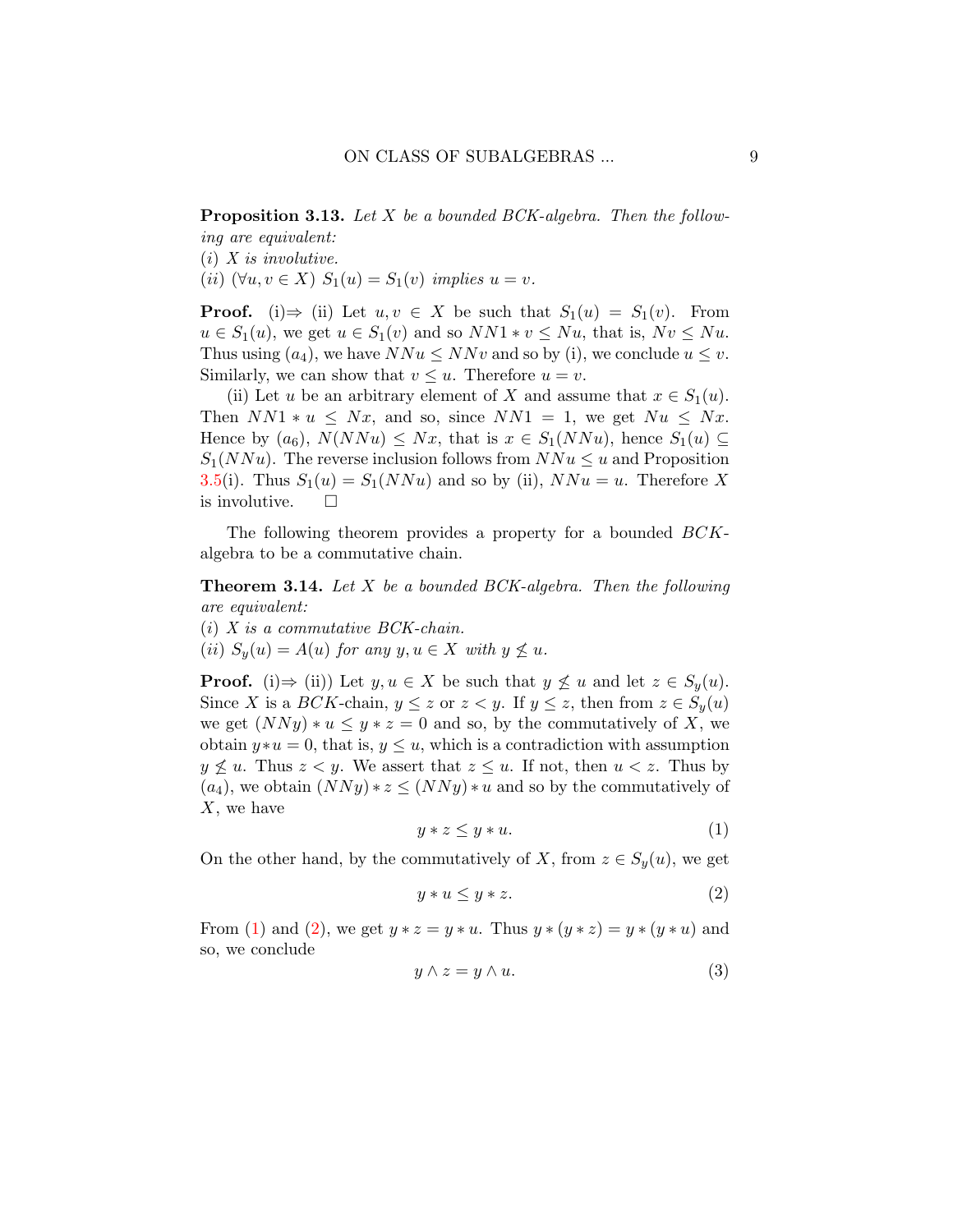**Proposition 3.13.** *Let $X$ be a bounded BCK-algebra. Then the following are equivalent:*
*(i) $X$ is involutive.*
*(ii) $(\forall u, v \in X)$ $S_1(u) = S_1(v)$ implies $u = v$.*

**Proof.** (i)$\Rightarrow$ (ii) Let $u, v \in X$ be such that $S_1(u) = S_1(v)$. From $u \in S_1(u)$, we get $u \in S_1(v)$ and so $NN1 * v \leq Nu$, that is, $Nv \leq Nu$. Thus using $(a_4)$, we have $NNu \leq NNv$ and so by (i), we conclude $u \leq v$. Similarly, we can show that $v \leq u$. Therefore $u = v$.

(ii) Let $u$ be an arbitrary element of $X$ and assume that $x \in S_1(u)$. Then $NN1 * u \leq Nx$, and so, since $NN1 = 1$, we get $Nu \leq Nx$. Hence by $(a_6)$, $N(NNu) \leq Nx$, that is $x \in S_1(NNu)$, hence $S_1(u) \subseteq S_1(NNu)$. The reverse inclusion follows from $NNu \leq u$ and Proposition 3.5(i). Thus $S_1(u) = S_1(NNu)$ and so by (ii), $NNu = u$. Therefore $X$ is involutive. $\square$

The following theorem provides a property for a bounded $BCK$-algebra to be a commutative chain.

**Theorem 3.14.** *Let $X$ be a bounded BCK-algebra. Then the following are equivalent:*
*(i) $X$ is a commutative BCK-chain.*
*(ii) $S_y(u) = A(u)$ for any $y, u \in X$ with $y \not\leq u$.*

**Proof.** (i)$\Rightarrow$ (ii)) Let $y, u \in X$ be such that $y \not\leq u$ and let $z \in S_y(u)$. Since $X$ is a $BCK$-chain, $y \leq z$ or $z < y$. If $y \leq z$, then from $z \in S_y(u)$ we get $(NNy) * u \leq y * z = 0$ and so, by the commutatively of $X$, we obtain $y * u = 0$, that is, $y \leq u$, which is a contradiction with assumption $y \not\leq u$. Thus $z < y$. We assert that $z \leq u$. If not, then $u < z$. Thus by $(a_4)$, we obtain $(NNy) * z \leq (NNy) * u$ and so by the commutatively of $X$, we have

$$y * z \leq y * u. \tag{1}$$

On the other hand, by the commutatively of $X$, from $z \in S_y(u)$, we get

$$y * u \leq y * z. \tag{2}$$

From (1) and (2), we get $y * z = y * u$. Thus $y * (y * z) = y * (y * u)$ and so, we conclude

$$y \wedge z = y \wedge u. \tag{3}$$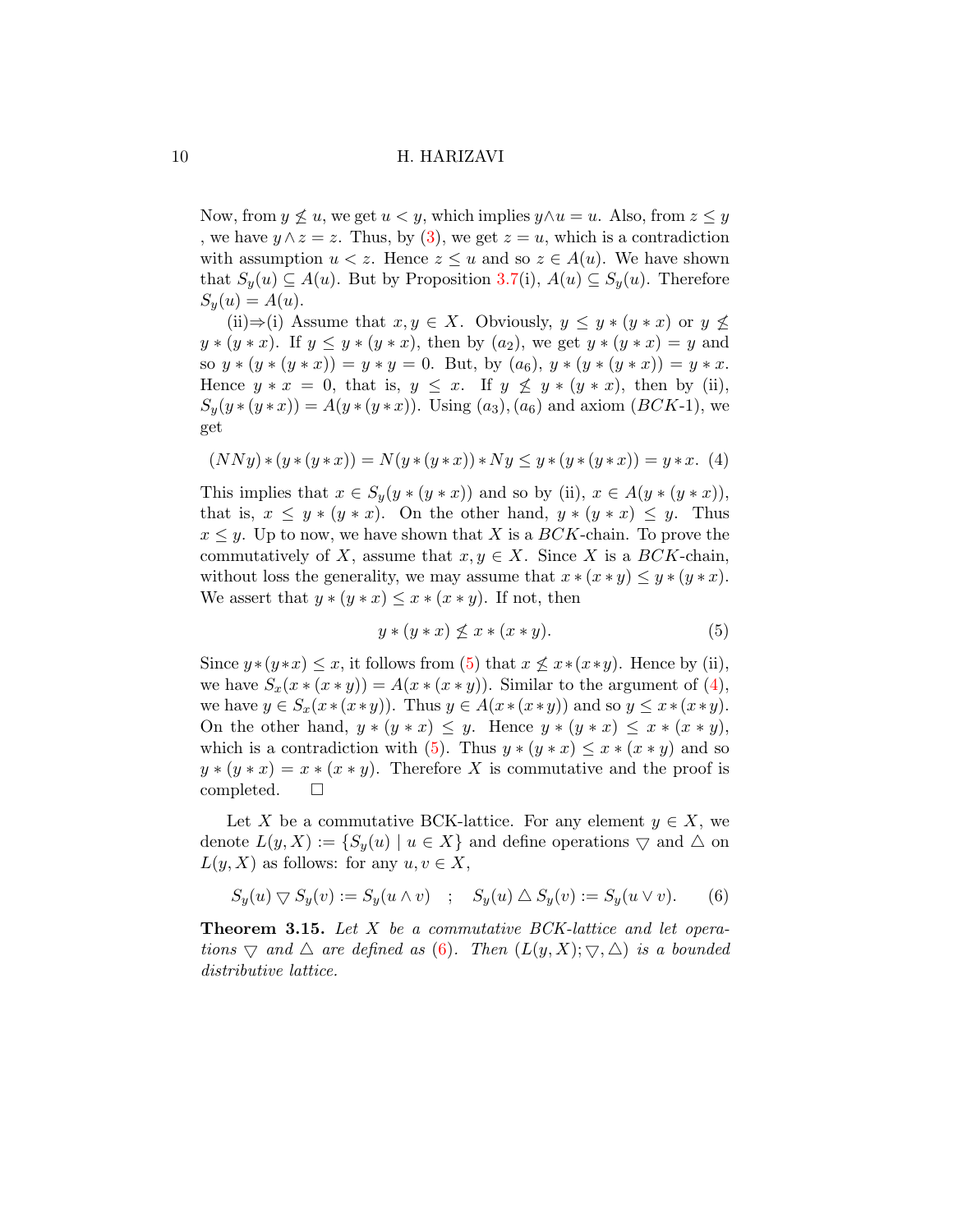Now, from $y \not\leq u$, we get $u < y$, which implies $y \wedge u = u$. Also, from $z \leq y$ , we have $y \wedge z = z$. Thus, by (3), we get $z = u$, which is a contradiction with assumption $u < z$. Hence $z \leq u$ and so $z \in A(u)$. We have shown that $S_y(u) \subseteq A(u)$. But by Proposition 3.7(i), $A(u) \subseteq S_y(u)$. Therefore $S_y(u) = A(u)$.

(ii)⇒(i) Assume that $x, y \in X$. Obviously, $y \leq y * (y * x)$ or $y \not\leq y * (y * x)$. If $y \leq y * (y * x)$, then by $(a_2)$, we get $y * (y * x) = y$ and so $y * (y * (y * x)) = y * y = 0$. But, by $(a_6)$, $y * (y * (y * x)) = y * x$. Hence $y * x = 0$, that is, $y \leq x$. If $y \not\leq y * (y * x)$, then by (ii), $S_y(y * (y * x)) = A(y * (y * x))$. Using $(a_3)$, $(a_6)$ and axiom ($BCK$-1), we get

$$(NNy) * (y * (y * x)) = N(y * (y * x)) * Ny \leq y * (y * (y * x)) = y * x. \quad (4)$$

This implies that $x \in S_y(y * (y * x))$ and so by (ii), $x \in A(y * (y * x))$, that is, $x \leq y * (y * x)$. On the other hand, $y * (y * x) \leq y$. Thus $x \leq y$. Up to now, we have shown that $X$ is a $BCK$-chain. To prove the commutatively of $X$, assume that $x, y \in X$. Since $X$ is a $BCK$-chain, without loss the generality, we may assume that $x * (x * y) \leq y * (y * x)$. We assert that $y * (y * x) \leq x * (x * y)$. If not, then

$$y * (y * x) \not\leq x * (x * y). \quad (5)$$

Since $y * (y * x) \leq x$, it follows from (5) that $x \not\leq x * (x * y)$. Hence by (ii), we have $S_x(x * (x * y)) = A(x * (x * y))$. Similar to the argument of (4), we have $y \in S_x(x * (x * y))$. Thus $y \in A(x * (x * y))$ and so $y \leq x * (x * y)$. On the other hand, $y * (y * x) \leq y$. Hence $y * (y * x) \leq x * (x * y)$, which is a contradiction with (5). Thus $y * (y * x) \leq x * (x * y)$ and so $y * (y * x) = x * (x * y)$. Therefore $X$ is commutative and the proof is completed. □

Let $X$ be a commutative BCK-lattice. For any element $y \in X$, we denote $L(y, X) := \{S_y(u) \mid u \in X\}$ and define operations $\triangledown$ and $\triangle$ on $L(y, X)$ as follows: for any $u, v \in X$,

$$S_y(u) \triangledown S_y(v) := S_y(u \wedge v) \quad ; \quad S_y(u) \triangle S_y(v) := S_y(u \vee v). \quad (6)$$

**Theorem 3.15.** *Let $X$ be a commutative BCK-lattice and let operations $\triangledown$ and $\triangle$ are defined as (6). Then $(L(y, X); \triangledown, \triangle)$ is a bounded distributive lattice.*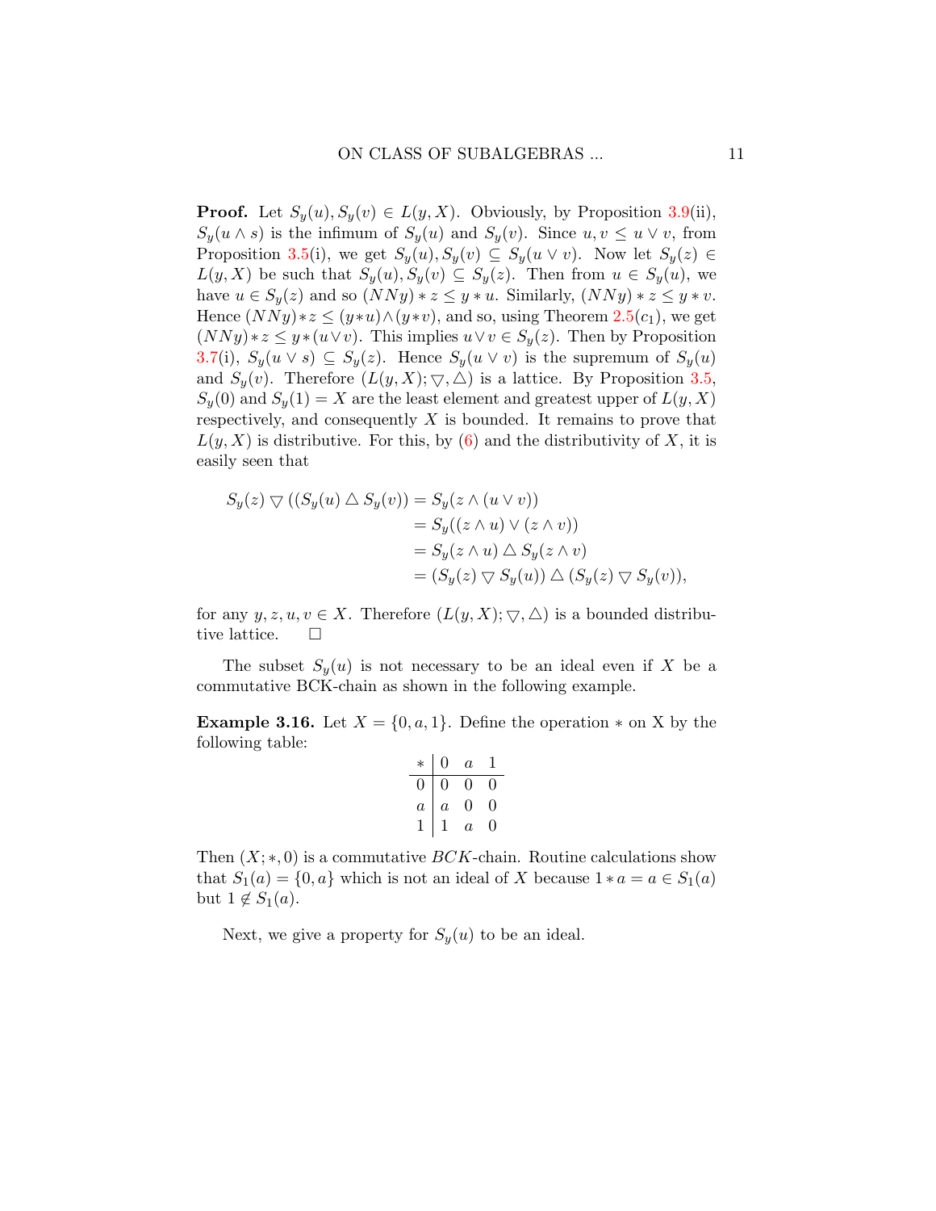**Proof.** Let $S_y(u), S_y(v) \in L(y, X)$. Obviously, by Proposition 3.9(ii), $S_y(u \wedge s)$ is the infimum of $S_y(u)$ and $S_y(v)$. Since $u, v \leq u \vee v$, from Proposition 3.5(i), we get $S_y(u), S_y(v) \subseteq S_y(u \vee v)$. Now let $S_y(z) \in L(y, X)$ be such that $S_y(u), S_y(v) \subseteq S_y(z)$. Then from $u \in S_y(u)$, we have $u \in S_y(z)$ and so $(NNy) * z \leq y * u$. Similarly, $(NNy) * z \leq y * v$. Hence $(NNy)*z \leq (y*u) \wedge (y*v)$, and so, using Theorem 2.5($c_1$), we get $(NNy)*z \leq y*(u \vee v)$. This implies $u \vee v \in S_y(z)$. Then by Proposition 3.7(i), $S_y(u \vee s) \subseteq S_y(z)$. Hence $S_y(u \vee v)$ is the supremum of $S_y(u)$ and $S_y(v)$. Therefore $(L(y, X); \triangledown, \triangle)$ is a lattice. By Proposition 3.5, $S_y(0)$ and $S_y(1) = X$ are the least element and greatest upper of $L(y, X)$ respectively, and consequently $X$ is bounded. It remains to prove that $L(y, X)$ is distributive. For this, by (6) and the distributivity of $X$, it is easily seen that

$$
\begin{aligned}
S_y(z) \triangledown ((S_y(u) \triangle S_y(v)) &= S_y(z \wedge (u \vee v)) \\
&= S_y((z \wedge u) \vee (z \wedge v)) \\
&= S_y(z \wedge u) \triangle S_y(z \wedge v) \\
&= (S_y(z) \triangledown S_y(u)) \triangle (S_y(z) \triangledown S_y(v)),
\end{aligned}
$$

for any $y, z, u, v \in X$. Therefore $(L(y, X); \triangledown, \triangle)$ is a bounded distributive lattice. $\square$

The subset $S_y(u)$ is not necessary to be an ideal even if $X$ be a commutative BCK-chain as shown in the following example.

**Example 3.16.** Let $X = \{0, a, 1\}$. Define the operation $*$ on X by the following table:

| $*$ | $0$ | $a$ | $1$ |
|---|---|---|---|
| $0$ | $0$ | $0$ | $0$ |
| $a$ | $a$ | $0$ | $0$ |
| $1$ | $1$ | $a$ | $0$ |

Then $(X; *, 0)$ is a commutative $BCK$-chain. Routine calculations show that $S_1(a) = \{0, a\}$ which is not an ideal of $X$ because $1 * a = a \in S_1(a)$ but $1 \notin S_1(a)$.

Next, we give a property for $S_y(u)$ to be an ideal.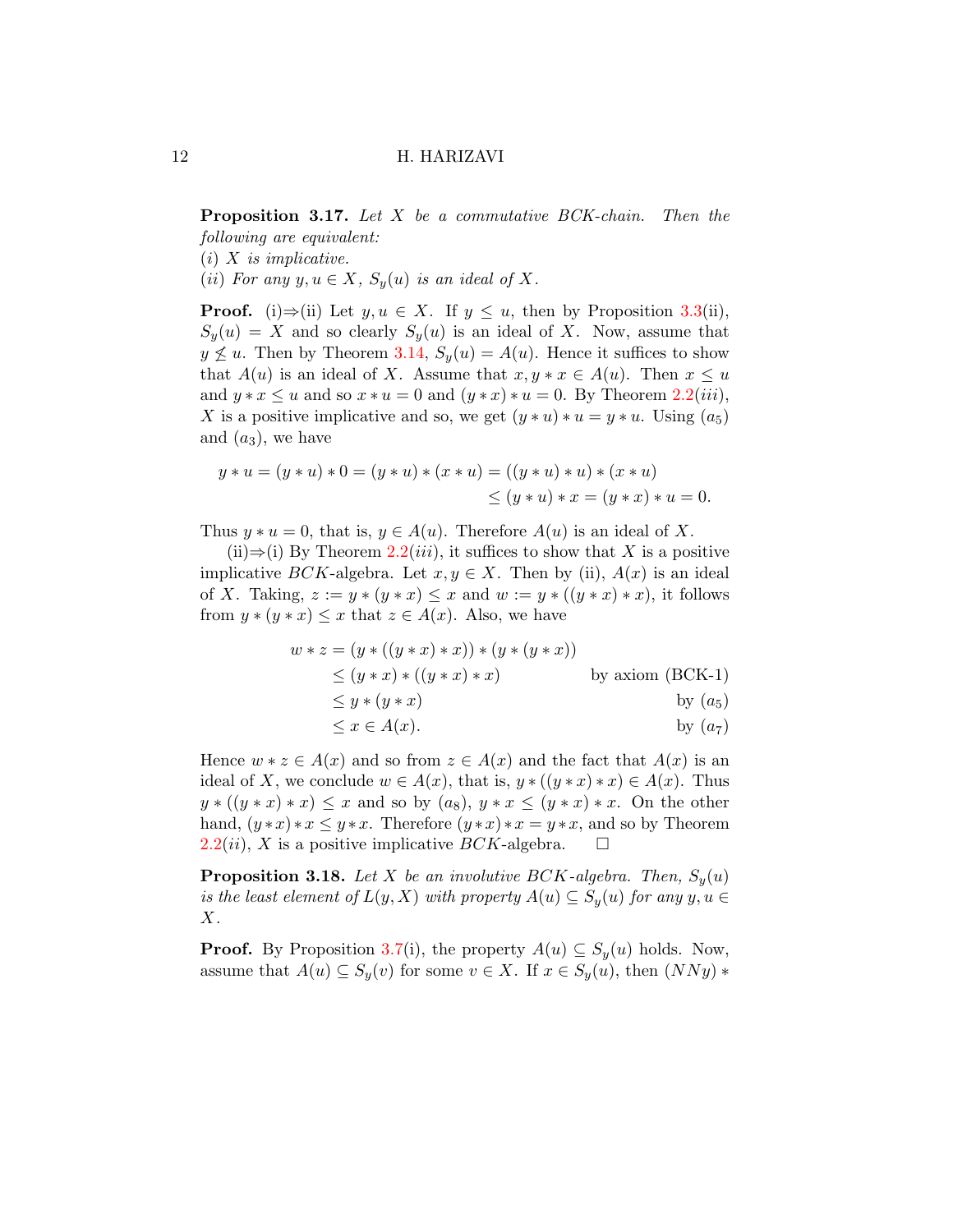**Proposition 3.17.** *Let $X$ be a commutative BCK-chain. Then the following are equivalent:*
*(i) $X$ is implicative.*
*(ii) For any $y, u \in X$, $S_y(u)$ is an ideal of $X$.*

**Proof.** (i)⇒(ii) Let $y, u \in X$. If $y \leq u$, then by Proposition 3.3(ii), $S_y(u) = X$ and so clearly $S_y(u)$ is an ideal of $X$. Now, assume that $y \not\leq u$. Then by Theorem 3.14, $S_y(u) = A(u)$. Hence it suffices to show that $A(u)$ is an ideal of $X$. Assume that $x, y * x \in A(u)$. Then $x \leq u$ and $y * x \leq u$ and so $x * u = 0$ and $(y * x) * u = 0$. By Theorem 2.2$(iii)$, $X$ is a positive implicative and so, we get $(y * u) * u = y * u$. Using $(a_5)$ and $(a_3)$, we have

$$\begin{aligned} y * u = (y * u) * 0 = (y * u) * (x * u) &= ((y * u) * u) * (x * u) \\ &\leq (y * u) * x = (y * x) * u = 0. \end{aligned}$$

Thus $y * u = 0$, that is, $y \in A(u)$. Therefore $A(u)$ is an ideal of $X$.

(ii)⇒(i) By Theorem 2.2$(iii)$, it suffices to show that $X$ is a positive implicative $BCK$-algebra. Let $x, y \in X$. Then by (ii), $A(x)$ is an ideal of $X$. Taking, $z := y * (y * x) \leq x$ and $w := y * ((y * x) * x)$, it follows from $y * (y * x) \leq x$ that $z \in A(x)$. Also, we have

$$\begin{aligned} w * z &= (y * ((y * x) * x)) * (y * (y * x)) \\ &\leq (y * x) * ((y * x) * x) && \text{by axiom (BCK-1)} \\ &\leq y * (y * x) && \text{by } (a_5) \\ &\leq x \in A(x). && \text{by } (a_7) \end{aligned}$$

Hence $w * z \in A(x)$ and so from $z \in A(x)$ and the fact that $A(x)$ is an ideal of $X$, we conclude $w \in A(x)$, that is, $y * ((y * x) * x) \in A(x)$. Thus $y * ((y * x) * x) \leq x$ and so by $(a_8)$, $y * x \leq (y * x) * x$. On the other hand, $(y * x) * x \leq y * x$. Therefore $(y * x) * x = y * x$, and so by Theorem 2.2$(ii)$, $X$ is a positive implicative $BCK$-algebra. □

**Proposition 3.18.** *Let $X$ be an involutive $BCK$-algebra. Then, $S_y(u)$ is the least element of $L(y, X)$ with property $A(u) \subseteq S_y(u)$ for any $y, u \in X$.*

**Proof.** By Proposition 3.7(i), the property $A(u) \subseteq S_y(u)$ holds. Now, assume that $A(u) \subseteq S_y(v)$ for some $v \in X$. If $x \in S_y(u)$, then $(NNy) *$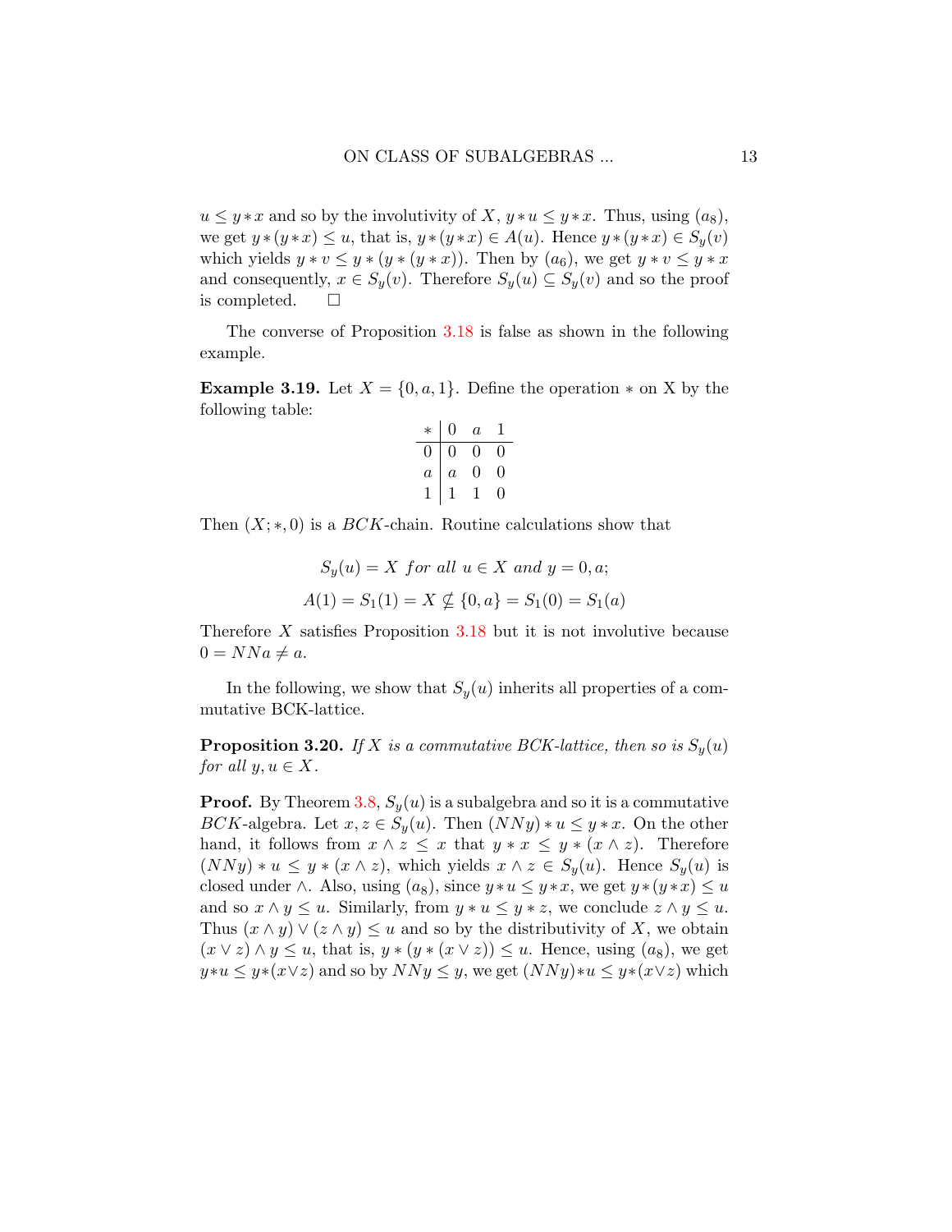$u \leq y * x$ and so by the involutivity of $X$, $y * u \leq y * x$. Thus, using $(a_8)$, we get $y * (y * x) \leq u$, that is, $y * (y * x) \in A(u)$. Hence $y * (y * x) \in S_y(v)$ which yields $y * v \leq y * (y * (y * x))$. Then by $(a_6)$, we get $y * v \leq y * x$ and consequently, $x \in S_y(v)$. Therefore $S_y(u) \subseteq S_y(v)$ and so the proof is completed. $\square$

The converse of Proposition 3.18 is false as shown in the following example.

**Example 3.19.** Let $X = \{0, a, 1\}$. Define the operation $*$ on X by the following table:

| $*$ | $0$ | $a$ | $1$ |
|---|---|---|---|
| $0$ | $0$ | $0$ | $0$ |
| $a$ | $a$ | $0$ | $0$ |
| $1$ | $1$ | $1$ | $0$ |

Then $(X; *, 0)$ is a $BCK$-chain. Routine calculations show that

$$S_y(u) = X \textit{ for all } u \in X \textit{ and } y = 0, a;$$

$$A(1) = S_1(1) = X \nsubseteq \{0, a\} = S_1(0) = S_1(a)$$

Therefore $X$ satisfies Proposition 3.18 but it is not involutive because $0 = NNa \neq a$.

In the following, we show that $S_y(u)$ inherits all properties of a commutative BCK-lattice.

**Proposition 3.20.** *If $X$ is a commutative BCK-lattice, then so is $S_y(u)$ for all $y, u \in X$.*

**Proof.** By Theorem 3.8, $S_y(u)$ is a subalgebra and so it is a commutative $BCK$-algebra. Let $x, z \in S_y(u)$. Then $(NNy) * u \leq y * x$. On the other hand, it follows from $x \wedge z \leq x$ that $y * x \leq y * (x \wedge z)$. Therefore $(NNy) * u \leq y * (x \wedge z)$, which yields $x \wedge z \in S_y(u)$. Hence $S_y(u)$ is closed under $\wedge$. Also, using $(a_8)$, since $y * u \leq y * x$, we get $y * (y * x) \leq u$ and so $x \wedge y \leq u$. Similarly, from $y * u \leq y * z$, we conclude $z \wedge y \leq u$. Thus $(x \wedge y) \vee (z \wedge y) \leq u$ and so by the distributivity of $X$, we obtain $(x \vee z) \wedge y \leq u$, that is, $y * (y * (x \vee z)) \leq u$. Hence, using $(a_8)$, we get $y * u \leq y * (x \vee z)$ and so by $NNy \leq y$, we get $(NNy) * u \leq y * (x \vee z)$ which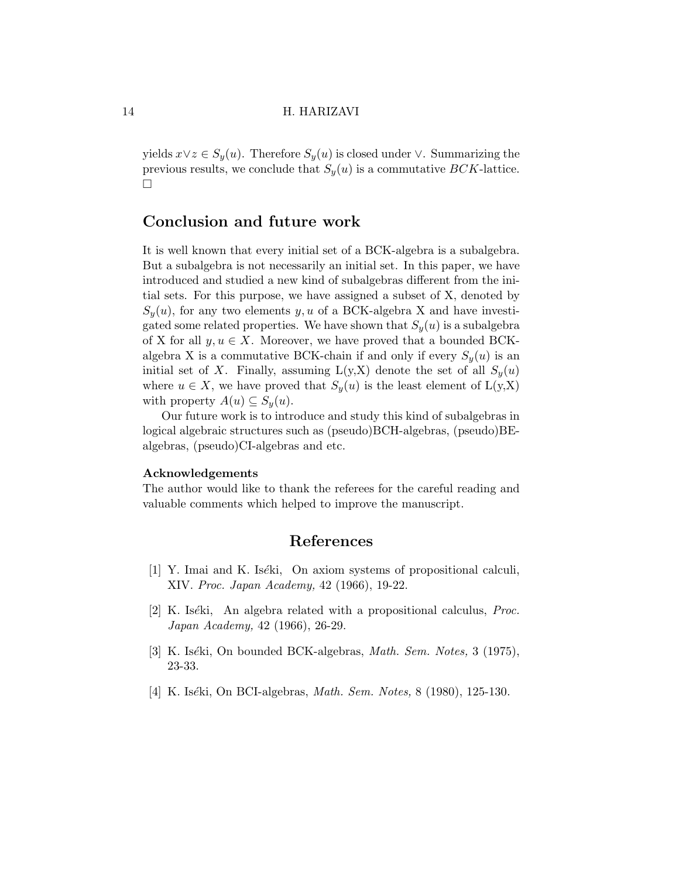yields $x \vee z \in S_y(u)$. Therefore $S_y(u)$ is closed under $\vee$. Summarizing the previous results, we conclude that $S_y(u)$ is a commutative $BCK$-lattice. $\square$

## Conclusion and future work

It is well known that every initial set of a BCK-algebra is a subalgebra. But a subalgebra is not necessarily an initial set. In this paper, we have introduced and studied a new kind of subalgebras different from the initial sets. For this purpose, we have assigned a subset of X, denoted by $S_y(u)$, for any two elements $y, u$ of a BCK-algebra X and have investigated some related properties. We have shown that $S_y(u)$ is a subalgebra of X for all $y, u \in X$. Moreover, we have proved that a bounded BCK-algebra X is a commutative BCK-chain if and only if every $S_y(u)$ is an initial set of $X$. Finally, assuming L(y,X) denote the set of all $S_y(u)$ where $u \in X$, we have proved that $S_y(u)$ is the least element of L(y,X) with property $A(u) \subseteq S_y(u)$.

Our future work is to introduce and study this kind of subalgebras in logical algebraic structures such as (pseudo)BCH-algebras, (pseudo)BE-algebras, (pseudo)CI-algebras and etc.

**Acknowledgements**

The author would like to thank the referees for the careful reading and valuable comments which helped to improve the manuscript.

## References

[1] Y. Imai and K. Iséki, On axiom systems of propositional calculi, XIV. *Proc. Japan Academy,* 42 (1966), 19-22.

[2] K. Iséki, An algebra related with a propositional calculus, *Proc. Japan Academy,* 42 (1966), 26-29.

[3] K. Iséki, On bounded BCK-algebras, *Math. Sem. Notes,* 3 (1975), 23-33.

[4] K. Iséki, On BCI-algebras, *Math. Sem. Notes,* 8 (1980), 125-130.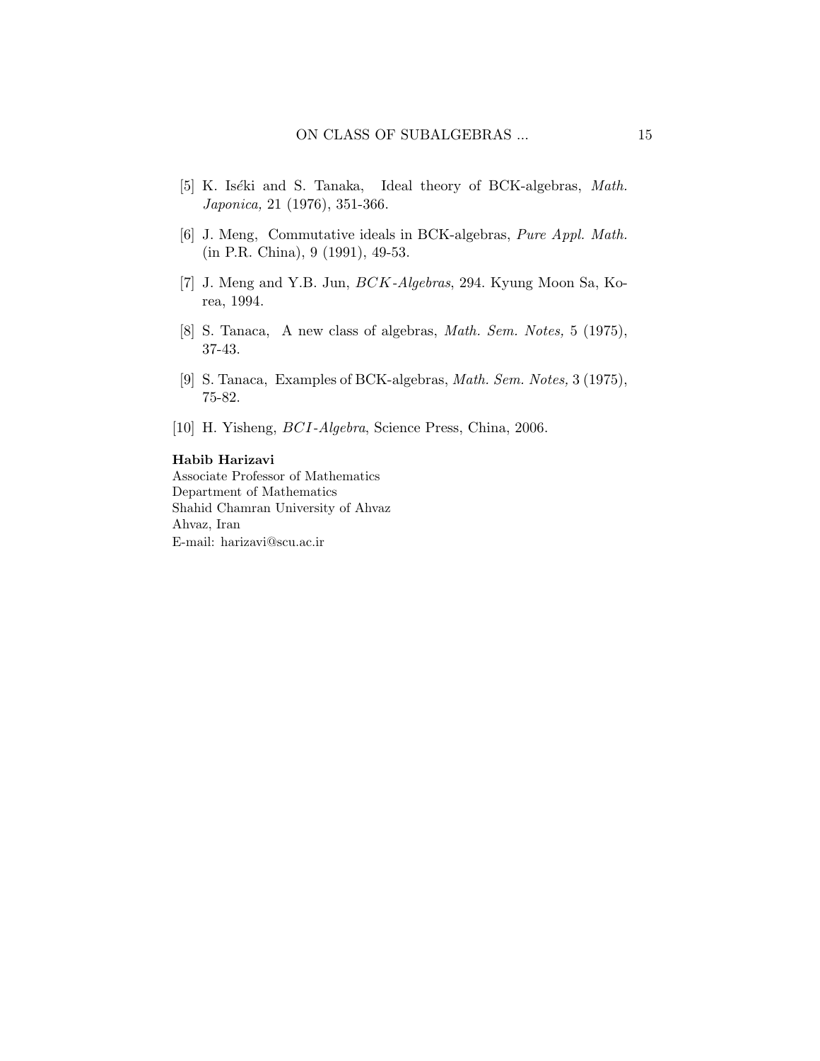[5] K. Iséki and S. Tanaka, Ideal theory of BCK-algebras, *Math. Japonica,* 21 (1976), 351-366.

[6] J. Meng, Commutative ideals in BCK-algebras, *Pure Appl. Math.* (in P.R. China), 9 (1991), 49-53.

[7] J. Meng and Y.B. Jun, *BCK-Algebras*, 294. Kyung Moon Sa, Korea, 1994.

[8] S. Tanaca, A new class of algebras, *Math. Sem. Notes,* 5 (1975), 37-43.

[9] S. Tanaca, Examples of BCK-algebras, *Math. Sem. Notes,* 3 (1975), 75-82.

[10] H. Yisheng, *BCI-Algebra*, Science Press, China, 2006.

**Habib Harizavi**
Associate Professor of Mathematics
Department of Mathematics
Shahid Chamran University of Ahvaz
Ahvaz, Iran
E-mail: harizavi@scu.ac.ir